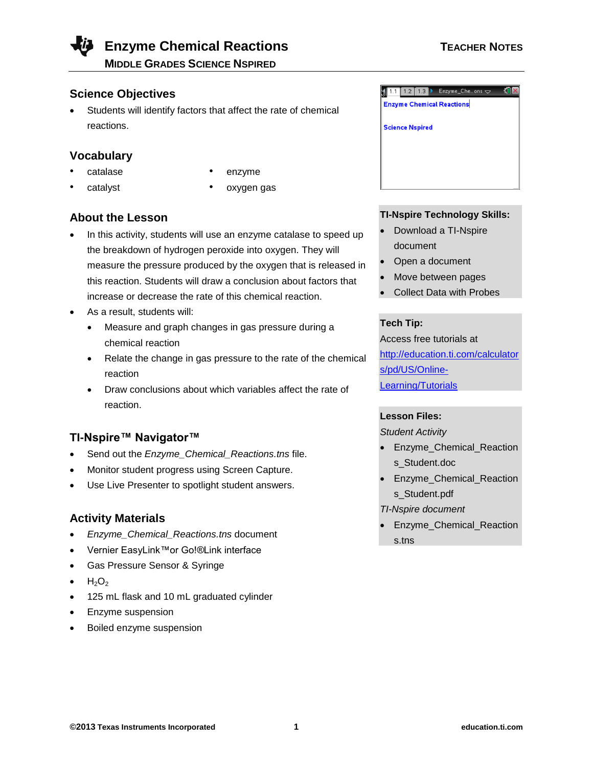# Enzyme Chemical Reactions

**MIDDLE GRADES SCIENCE NSPIRED**

TEACHER NOTES

## Science Objectives

- Students will identify factors that affect the rate of chemical reactions.

## Vocabulary

- catalase
- catalyst
- enzyme
- oxygen gas

## About the Lesson

- In this activity, students will use an enzyme catalase to speed up the breakdown of hydrogen peroxide into oxygen. They will measure the pressure produced by the oxygen that is released in this reaction. Students will draw a conclusion about factors that increase or decrease the rate of this chemical reaction.
- As a result, students will:
  - Measure and graph changes in gas pressure during a chemical reaction
  - Relate the change in gas pressure to the rate of the chemical reaction
  - Draw conclusions about which variables affect the rate of reaction.

## TI-Nspire™ Navigator™

- Send out the *Enzyme_Chemical_Reactions.tns* file.
- Monitor student progress using Screen Capture.
- Use Live Presenter to spotlight student answers.

## Activity Materials

- *Enzyme_Chemical_Reactions.tns* document
- Vernier EasyLink™or Go!®Link interface
- Gas Pressure Sensor & Syringe
- $H_2O_2$
- 125 mL flask and 10 mL graduated cylinder
- Enzyme suspension
- Boiled enzyme suspension

**TI-Nspire Technology Skills:**

- Download a TI-Nspire document
- Open a document
- Move between pages
- Collect Data with Probes

**Tech Tip:**

Access free tutorials at http://education.ti.com/calculators/pd/US/Online-Learning/Tutorials

**Lesson Files:**

*Student Activity*

- Enzyme_Chemical_Reactions_Student.doc
- Enzyme_Chemical_Reactions_Student.pdf

*TI-Nspire document*

- Enzyme_Chemical_Reactions.tns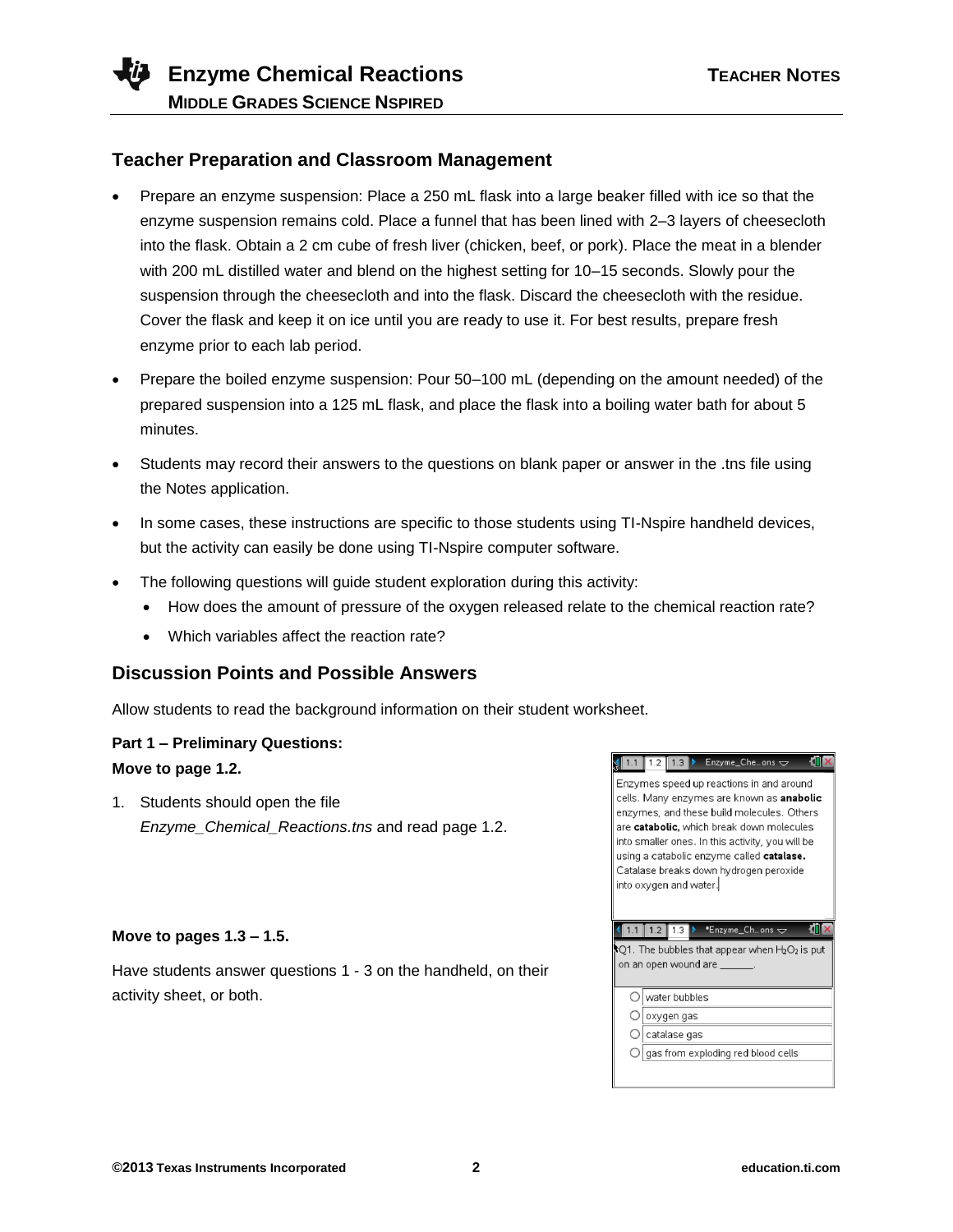## Teacher Preparation and Classroom Management

- Prepare an enzyme suspension: Place a 250 mL flask into a large beaker filled with ice so that the enzyme suspension remains cold. Place a funnel that has been lined with 2–3 layers of cheesecloth into the flask. Obtain a 2 cm cube of fresh liver (chicken, beef, or pork). Place the meat in a blender with 200 mL distilled water and blend on the highest setting for 10–15 seconds. Slowly pour the suspension through the cheesecloth and into the flask. Discard the cheesecloth with the residue. Cover the flask and keep it on ice until you are ready to use it. For best results, prepare fresh enzyme prior to each lab period.
- Prepare the boiled enzyme suspension: Pour 50–100 mL (depending on the amount needed) of the prepared suspension into a 125 mL flask, and place the flask into a boiling water bath for about 5 minutes.
- Students may record their answers to the questions on blank paper or answer in the .tns file using the Notes application.
- In some cases, these instructions are specific to those students using TI-Nspire handheld devices, but the activity can easily be done using TI-Nspire computer software.
- The following questions will guide student exploration during this activity:
  - How does the amount of pressure of the oxygen released relate to the chemical reaction rate?
  - Which variables affect the reaction rate?

## Discussion Points and Possible Answers

Allow students to read the background information on their student worksheet.

**Part 1 – Preliminary Questions:**

**Move to page 1.2.**

1. Students should open the file *Enzyme_Chemical_Reactions.tns* and read page 1.2.

Enzymes speed up reactions in and around cells. Many enzymes are known as **anabolic** enzymes, and these build molecules. Others are **catabolic**, which break down molecules into smaller ones. In this activity, you will be using a catabolic enzyme called **catalase.** Catalase breaks down hydrogen peroxide into oxygen and water.

**Move to pages 1.3 – 1.5.**

Have students answer questions 1 - 3 on the handheld, on their activity sheet, or both.

Q1. The bubbles that appear when $H_2O_2$ is put on an open wound are ______.

- water bubbles
- oxygen gas
- catalase gas
- gas from exploding red blood cells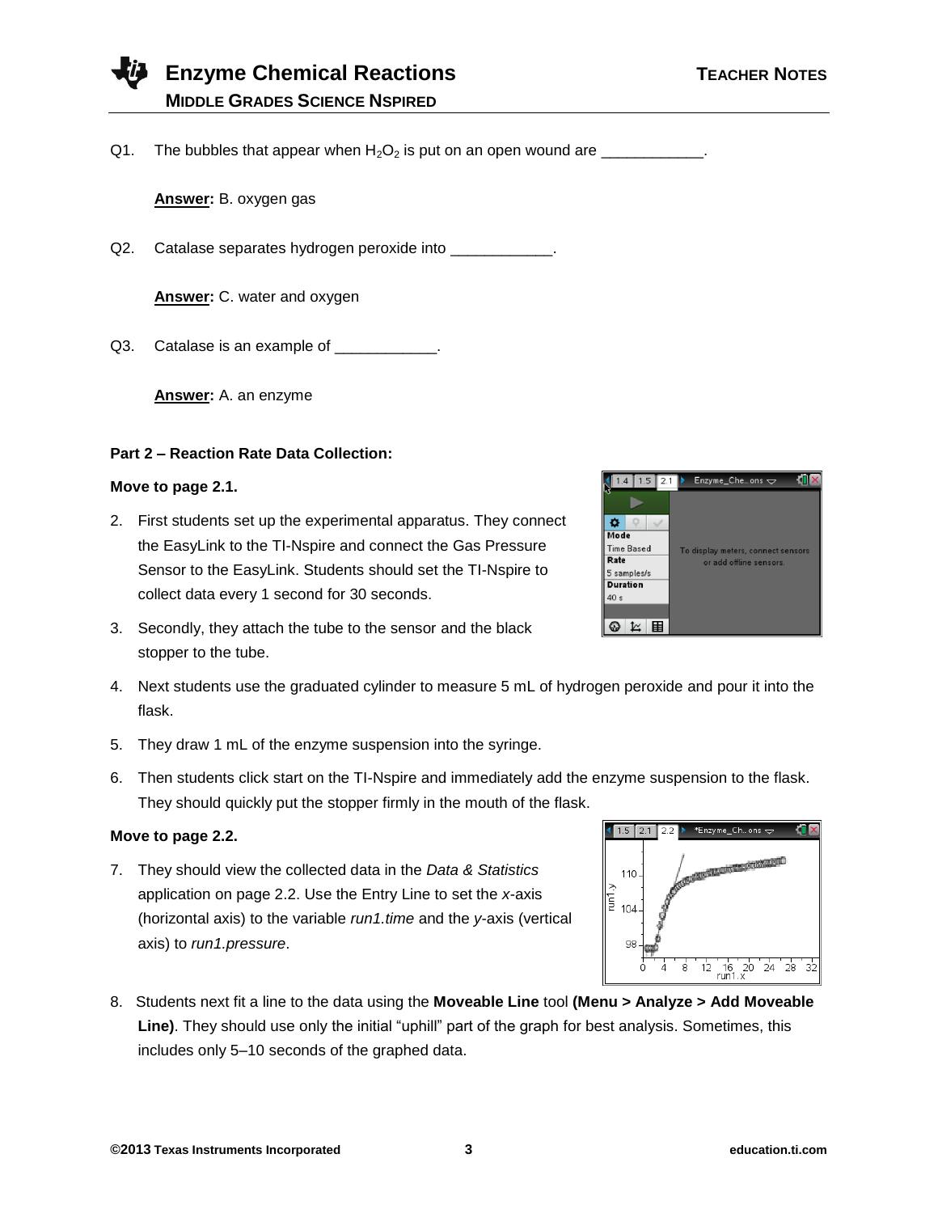Q1. The bubbles that appear when $H_2O_2$ is put on an open wound are ____________.

**Answer:** B. oxygen gas

Q2. Catalase separates hydrogen peroxide into ____________.

**Answer:** C. water and oxygen

Q3. Catalase is an example of ____________.

**Answer:** A. an enzyme

**Part 2 – Reaction Rate Data Collection:**

**Move to page 2.1.**

2. First students set up the experimental apparatus. They connect the EasyLink to the TI-Nspire and connect the Gas Pressure Sensor to the EasyLink. Students should set the TI-Nspire to collect data every 1 second for 30 seconds.

3. Secondly, they attach the tube to the sensor and the black stopper to the tube.

4. Next students use the graduated cylinder to measure 5 mL of hydrogen peroxide and pour it into the flask.

5. They draw 1 mL of the enzyme suspension into the syringe.

6. Then students click start on the TI-Nspire and immediately add the enzyme suspension to the flask. They should quickly put the stopper firmly in the mouth of the flask.

**Move to page 2.2.**

7. They should view the collected data in the *Data & Statistics* application on page 2.2. Use the Entry Line to set the *x*-axis (horizontal axis) to the variable *run1.time* and the *y*-axis (vertical axis) to *run1.pressure*.

8. Students next fit a line to the data using the **Moveable Line** tool **(Menu > Analyze > Add Moveable Line)**. They should use only the initial "uphill" part of the graph for best analysis. Sometimes, this includes only 5–10 seconds of the graphed data.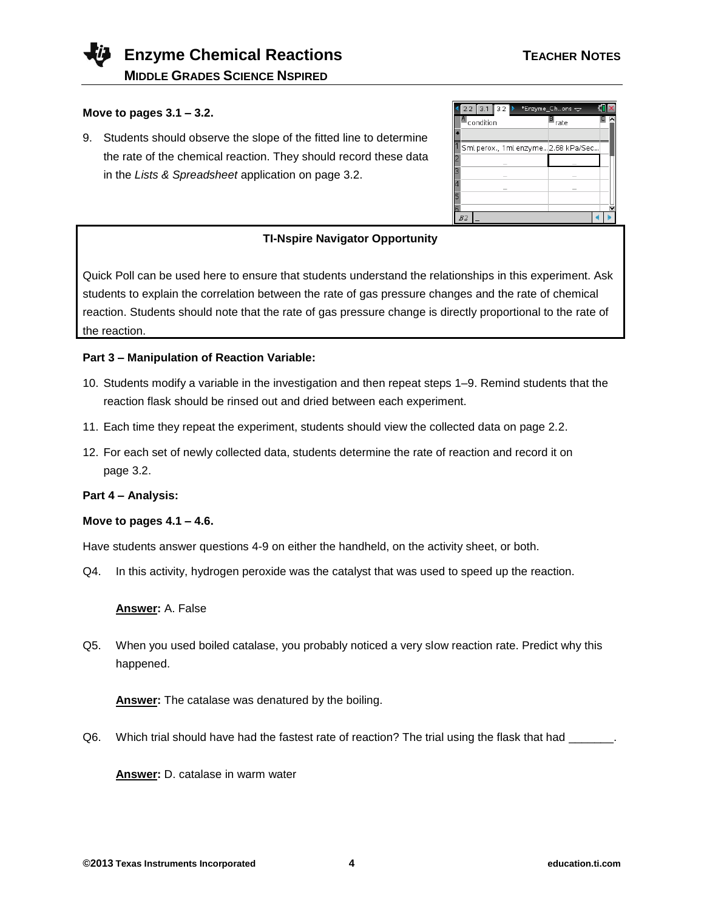**Move to pages 3.1 – 3.2.**

9. Students should observe the slope of the fitted line to determine the rate of the chemical reaction. They should record these data in the *Lists & Spreadsheet* application on page 3.2.

**TI-Nspire Navigator Opportunity**

Quick Poll can be used here to ensure that students understand the relationships in this experiment. Ask students to explain the correlation between the rate of gas pressure changes and the rate of chemical reaction. Students should note that the rate of gas pressure change is directly proportional to the rate of the reaction.

**Part 3 – Manipulation of Reaction Variable:**

10. Students modify a variable in the investigation and then repeat steps 1–9. Remind students that the reaction flask should be rinsed out and dried between each experiment.
11. Each time they repeat the experiment, students should view the collected data on page 2.2.
12. For each set of newly collected data, students determine the rate of reaction and record it on page 3.2.

**Part 4 – Analysis:**

**Move to pages 4.1 – 4.6.**

Have students answer questions 4-9 on either the handheld, on the activity sheet, or both.

Q4. In this activity, hydrogen peroxide was the catalyst that was used to speed up the reaction.

**Answer:** A. False

Q5. When you used boiled catalase, you probably noticed a very slow reaction rate. Predict why this happened.

**Answer:** The catalase was denatured by the boiling.

Q6. Which trial should have had the fastest rate of reaction? The trial using the flask that had _______.

**Answer:** D. catalase in warm water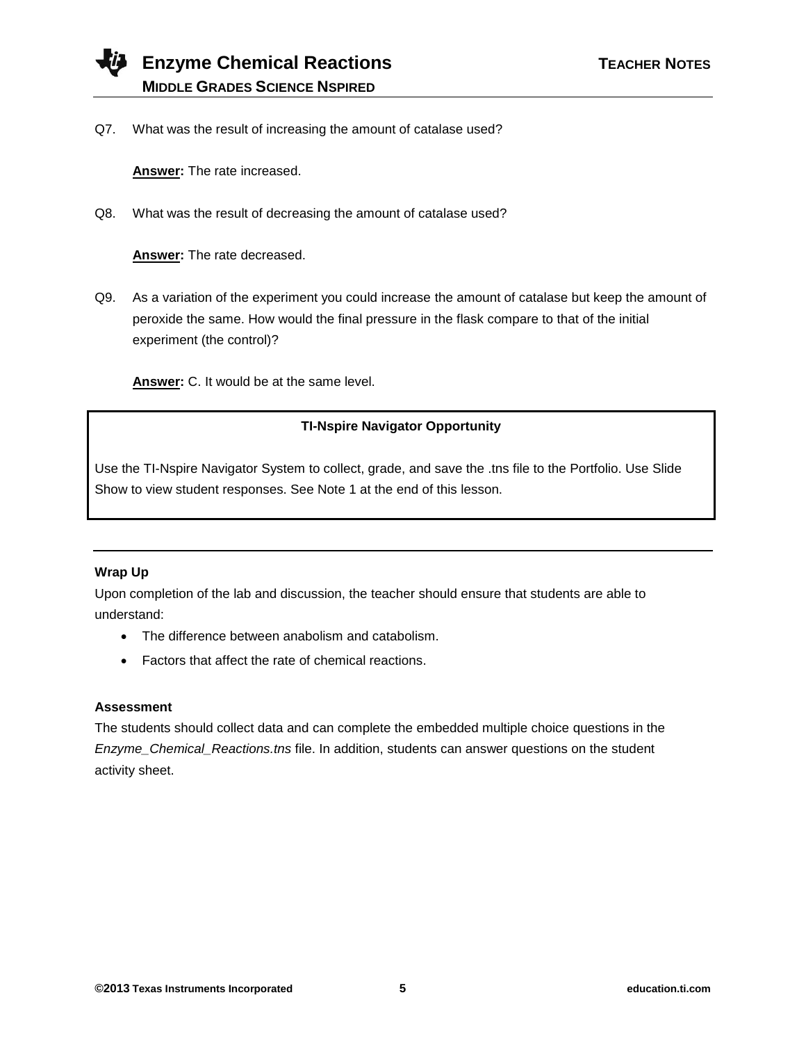Q7. What was the result of increasing the amount of catalase used?

**Answer:** The rate increased.

Q8. What was the result of decreasing the amount of catalase used?

**Answer:** The rate decreased.

Q9. As a variation of the experiment you could increase the amount of catalase but keep the amount of peroxide the same. How would the final pressure in the flask compare to that of the initial experiment (the control)?

**Answer:** C. It would be at the same level.

**TI-Nspire Navigator Opportunity**

Use the TI-Nspire Navigator System to collect, grade, and save the .tns file to the Portfolio. Use Slide Show to view student responses. See Note 1 at the end of this lesson.

---

**Wrap Up**

Upon completion of the lab and discussion, the teacher should ensure that students are able to understand:

- The difference between anabolism and catabolism.
- Factors that affect the rate of chemical reactions.

**Assessment**

The students should collect data and can complete the embedded multiple choice questions in the *Enzyme_Chemical_Reactions.tns* file. In addition, students can answer questions on the student activity sheet.